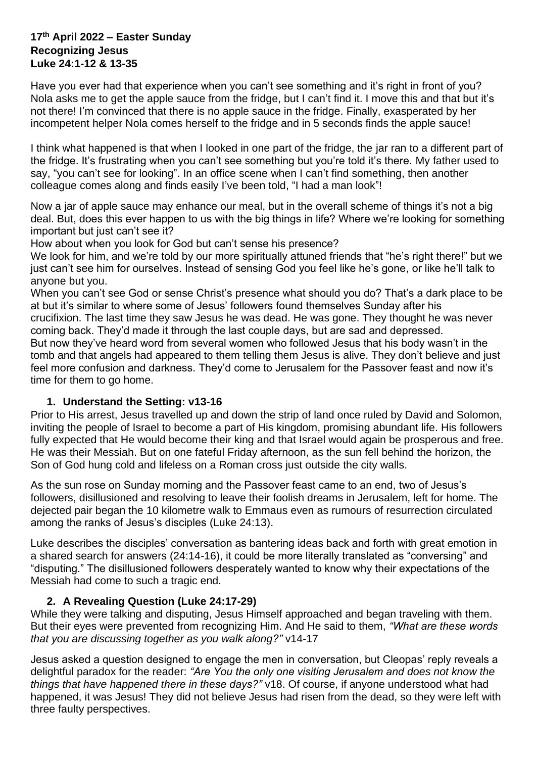**17th April 2022 – Easter Sunday**
**Recognizing Jesus**
**Luke 24:1-12 & 13-35**

Have you ever had that experience when you can't see something and it's right in front of you? Nola asks me to get the apple sauce from the fridge, but I can't find it. I move this and that but it's not there! I'm convinced that there is no apple sauce in the fridge. Finally, exasperated by her incompetent helper Nola comes herself to the fridge and in 5 seconds finds the apple sauce!

I think what happened is that when I looked in one part of the fridge, the jar ran to a different part of the fridge. It's frustrating when you can't see something but you're told it's there. My father used to say, "you can't see for looking". In an office scene when I can't find something, then another colleague comes along and finds easily I've been told, "I had a man look"!

Now a jar of apple sauce may enhance our meal, but in the overall scheme of things it's not a big deal. But, does this ever happen to us with the big things in life? Where we're looking for something important but just can't see it?

How about when you look for God but can't sense his presence?

We look for him, and we're told by our more spiritually attuned friends that "he's right there!" but we just can't see him for ourselves. Instead of sensing God you feel like he's gone, or like he'll talk to anyone but you.

When you can't see God or sense Christ's presence what should you do? That's a dark place to be at but it's similar to where some of Jesus' followers found themselves Sunday after his crucifixion. The last time they saw Jesus he was dead. He was gone. They thought he was never coming back. They'd made it through the last couple days, but are sad and depressed.

But now they've heard word from several women who followed Jesus that his body wasn't in the tomb and that angels had appeared to them telling them Jesus is alive. They don't believe and just feel more confusion and darkness. They'd come to Jerusalem for the Passover feast and now it's time for them to go home.

1. **Understand the Setting: v13-16**

Prior to His arrest, Jesus travelled up and down the strip of land once ruled by David and Solomon, inviting the people of Israel to become a part of His kingdom, promising abundant life. His followers fully expected that He would become their king and that Israel would again be prosperous and free. He was their Messiah. But on one fateful Friday afternoon, as the sun fell behind the horizon, the Son of God hung cold and lifeless on a Roman cross just outside the city walls.

As the sun rose on Sunday morning and the Passover feast came to an end, two of Jesus's followers, disillusioned and resolving to leave their foolish dreams in Jerusalem, left for home. The dejected pair began the 10 kilometre walk to Emmaus even as rumours of resurrection circulated among the ranks of Jesus's disciples (Luke 24:13).

Luke describes the disciples' conversation as bantering ideas back and forth with great emotion in a shared search for answers (24:14-16), it could be more literally translated as "conversing" and "disputing." The disillusioned followers desperately wanted to know why their expectations of the Messiah had come to such a tragic end.

2. **A Revealing Question (Luke 24:17-29)**

While they were talking and disputing, Jesus Himself approached and began traveling with them. But their eyes were prevented from recognizing Him. And He said to them, *"What are these words that you are discussing together as you walk along?"* v14-17

Jesus asked a question designed to engage the men in conversation, but Cleopas' reply reveals a delightful paradox for the reader: *"Are You the only one visiting Jerusalem and does not know the things that have happened there in these days?"* v18. Of course, if anyone understood what had happened, it was Jesus! They did not believe Jesus had risen from the dead, so they were left with three faulty perspectives.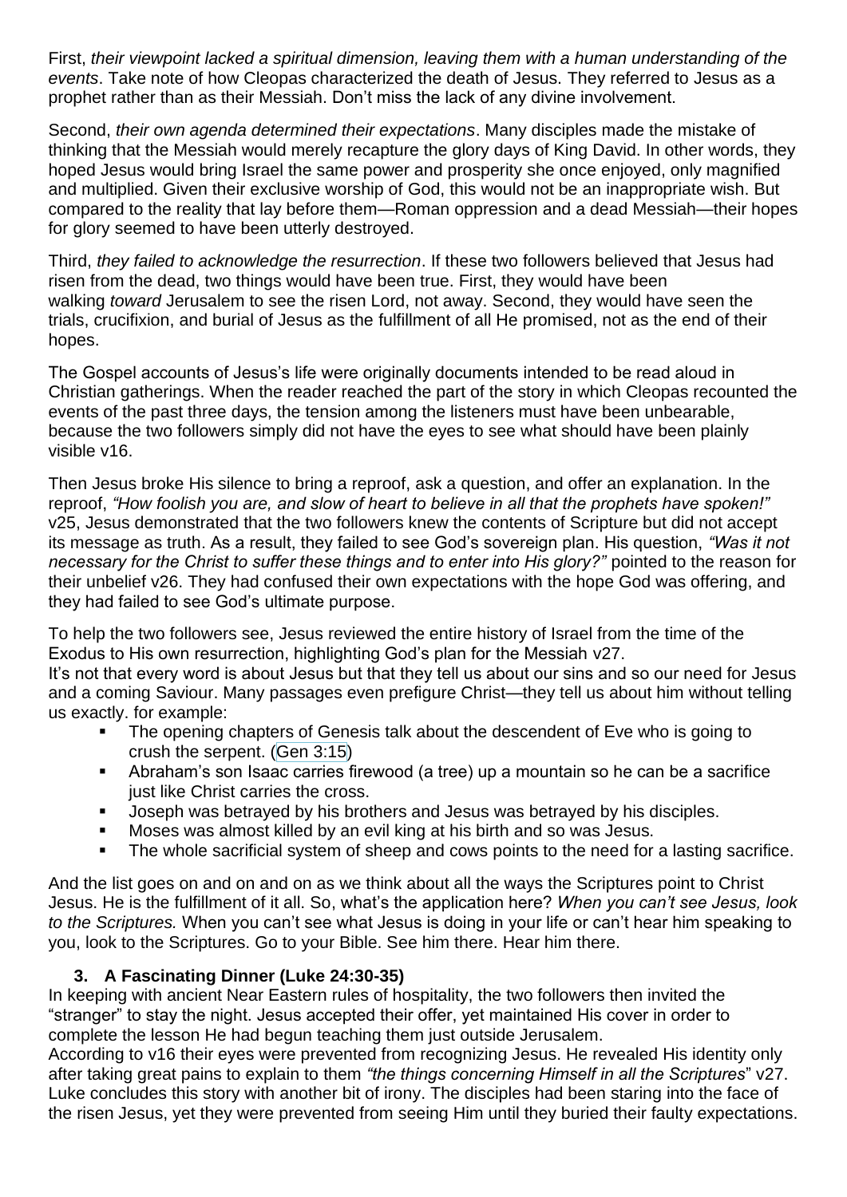First, *their viewpoint lacked a spiritual dimension, leaving them with a human understanding of the events*. Take note of how Cleopas characterized the death of Jesus. They referred to Jesus as a prophet rather than as their Messiah. Don't miss the lack of any divine involvement.

Second, *their own agenda determined their expectations*. Many disciples made the mistake of thinking that the Messiah would merely recapture the glory days of King David. In other words, they hoped Jesus would bring Israel the same power and prosperity she once enjoyed, only magnified and multiplied. Given their exclusive worship of God, this would not be an inappropriate wish. But compared to the reality that lay before them—Roman oppression and a dead Messiah—their hopes for glory seemed to have been utterly destroyed.

Third, *they failed to acknowledge the resurrection*. If these two followers believed that Jesus had risen from the dead, two things would have been true. First, they would have been walking *toward* Jerusalem to see the risen Lord, not away. Second, they would have seen the trials, crucifixion, and burial of Jesus as the fulfillment of all He promised, not as the end of their hopes.

The Gospel accounts of Jesus's life were originally documents intended to be read aloud in Christian gatherings. When the reader reached the part of the story in which Cleopas recounted the events of the past three days, the tension among the listeners must have been unbearable, because the two followers simply did not have the eyes to see what should have been plainly visible v16.

Then Jesus broke His silence to bring a reproof, ask a question, and offer an explanation. In the reproof, *"How foolish you are, and slow of heart to believe in all that the prophets have spoken!"* v25, Jesus demonstrated that the two followers knew the contents of Scripture but did not accept its message as truth. As a result, they failed to see God's sovereign plan. His question, *"Was it not necessary for the Christ to suffer these things and to enter into His glory?"* pointed to the reason for their unbelief v26. They had confused their own expectations with the hope God was offering, and they had failed to see God's ultimate purpose.

To help the two followers see, Jesus reviewed the entire history of Israel from the time of the Exodus to His own resurrection, highlighting God's plan for the Messiah v27.
It's not that every word is about Jesus but that they tell us about our sins and so our need for Jesus and a coming Saviour. Many passages even prefigure Christ—they tell us about him without telling us exactly. for example:

- The opening chapters of Genesis talk about the descendent of Eve who is going to crush the serpent. (Gen 3:15)
- Abraham's son Isaac carries firewood (a tree) up a mountain so he can be a sacrifice just like Christ carries the cross.
- Joseph was betrayed by his brothers and Jesus was betrayed by his disciples.
- Moses was almost killed by an evil king at his birth and so was Jesus.
- The whole sacrificial system of sheep and cows points to the need for a lasting sacrifice.

And the list goes on and on and on as we think about all the ways the Scriptures point to Christ Jesus. He is the fulfillment of it all. So, what's the application here? *When you can't see Jesus, look to the Scriptures.* When you can't see what Jesus is doing in your life or can't hear him speaking to you, look to the Scriptures. Go to your Bible. See him there. Hear him there.

### 3. A Fascinating Dinner (Luke 24:30-35)

In keeping with ancient Near Eastern rules of hospitality, the two followers then invited the "stranger" to stay the night. Jesus accepted their offer, yet maintained His cover in order to complete the lesson He had begun teaching them just outside Jerusalem.
According to v16 their eyes were prevented from recognizing Jesus. He revealed His identity only after taking great pains to explain to them *"the things concerning Himself in all the Scriptures*" v27.
Luke concludes this story with another bit of irony. The disciples had been staring into the face of the risen Jesus, yet they were prevented from seeing Him until they buried their faulty expectations.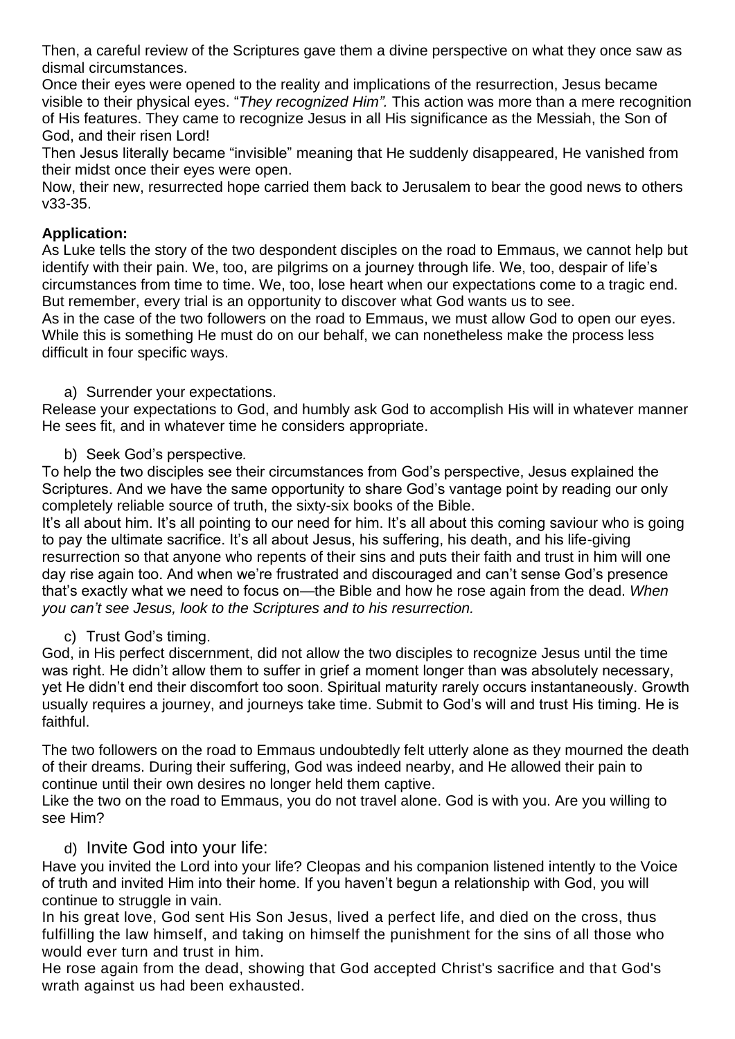Then, a careful review of the Scriptures gave them a divine perspective on what they once saw as dismal circumstances.

Once their eyes were opened to the reality and implications of the resurrection, Jesus became visible to their physical eyes. "*They recognized Him".* This action was more than a mere recognition of His features. They came to recognize Jesus in all His significance as the Messiah, the Son of God, and their risen Lord!

Then Jesus literally became "invisible" meaning that He suddenly disappeared, He vanished from their midst once their eyes were open.

Now, their new, resurrected hope carried them back to Jerusalem to bear the good news to others v33-35.

**Application:**

As Luke tells the story of the two despondent disciples on the road to Emmaus, we cannot help but identify with their pain. We, too, are pilgrims on a journey through life. We, too, despair of life's circumstances from time to time. We, too, lose heart when our expectations come to a tragic end. But remember, every trial is an opportunity to discover what God wants us to see.

As in the case of the two followers on the road to Emmaus, we must allow God to open our eyes. While this is something He must do on our behalf, we can nonetheless make the process less difficult in four specific ways.

a) Surrender your expectations.

Release your expectations to God, and humbly ask God to accomplish His will in whatever manner He sees fit, and in whatever time he considers appropriate.

b) Seek God's perspective.

To help the two disciples see their circumstances from God's perspective, Jesus explained the Scriptures. And we have the same opportunity to share God's vantage point by reading our only completely reliable source of truth, the sixty-six books of the Bible.

It's all about him. It's all pointing to our need for him. It's all about this coming saviour who is going to pay the ultimate sacrifice. It's all about Jesus, his suffering, his death, and his life-giving resurrection so that anyone who repents of their sins and puts their faith and trust in him will one day rise again too. And when we're frustrated and discouraged and can't sense God's presence that's exactly what we need to focus on—the Bible and how he rose again from the dead. *When you can't see Jesus, look to the Scriptures and to his resurrection.*

c) Trust God's timing.

God, in His perfect discernment, did not allow the two disciples to recognize Jesus until the time was right. He didn't allow them to suffer in grief a moment longer than was absolutely necessary, yet He didn't end their discomfort too soon. Spiritual maturity rarely occurs instantaneously. Growth usually requires a journey, and journeys take time. Submit to God's will and trust His timing. He is faithful.

The two followers on the road to Emmaus undoubtedly felt utterly alone as they mourned the death of their dreams. During their suffering, God was indeed nearby, and He allowed their pain to continue until their own desires no longer held them captive.

Like the two on the road to Emmaus, you do not travel alone. God is with you. Are you willing to see Him?

d) Invite God into your life:

Have you invited the Lord into your life? Cleopas and his companion listened intently to the Voice of truth and invited Him into their home. If you haven't begun a relationship with God, you will continue to struggle in vain.

In his great love, God sent His Son Jesus, lived a perfect life, and died on the cross, thus fulfilling the law himself, and taking on himself the punishment for the sins of all those who would ever turn and trust in him.

He rose again from the dead, showing that God accepted Christ's sacrifice and that God's wrath against us had been exhausted.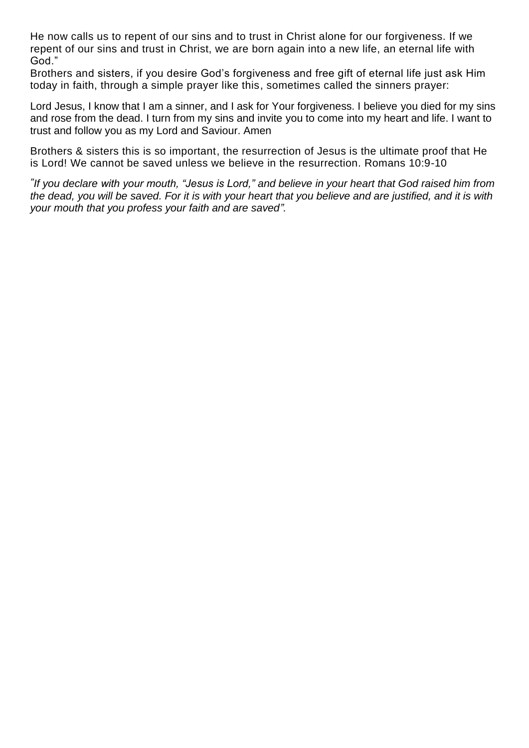He now calls us to repent of our sins and to trust in Christ alone for our forgiveness. If we repent of our sins and trust in Christ, we are born again into a new life, an eternal life with God."

Brothers and sisters, if you desire God's forgiveness and free gift of eternal life just ask Him today in faith, through a simple prayer like this, sometimes called the sinners prayer:

Lord Jesus, I know that I am a sinner, and I ask for Your forgiveness. I believe you died for my sins and rose from the dead. I turn from my sins and invite you to come into my heart and life. I want to trust and follow you as my Lord and Saviour. Amen

Brothers & sisters this is so important, the resurrection of Jesus is the ultimate proof that He is Lord! We cannot be saved unless we believe in the resurrection. Romans 10:9-10

*"If you declare with your mouth, "Jesus is Lord," and believe in your heart that God raised him from the dead, you will be saved. For it is with your heart that you believe and are justified, and it is with your mouth that you profess your faith and are saved".*